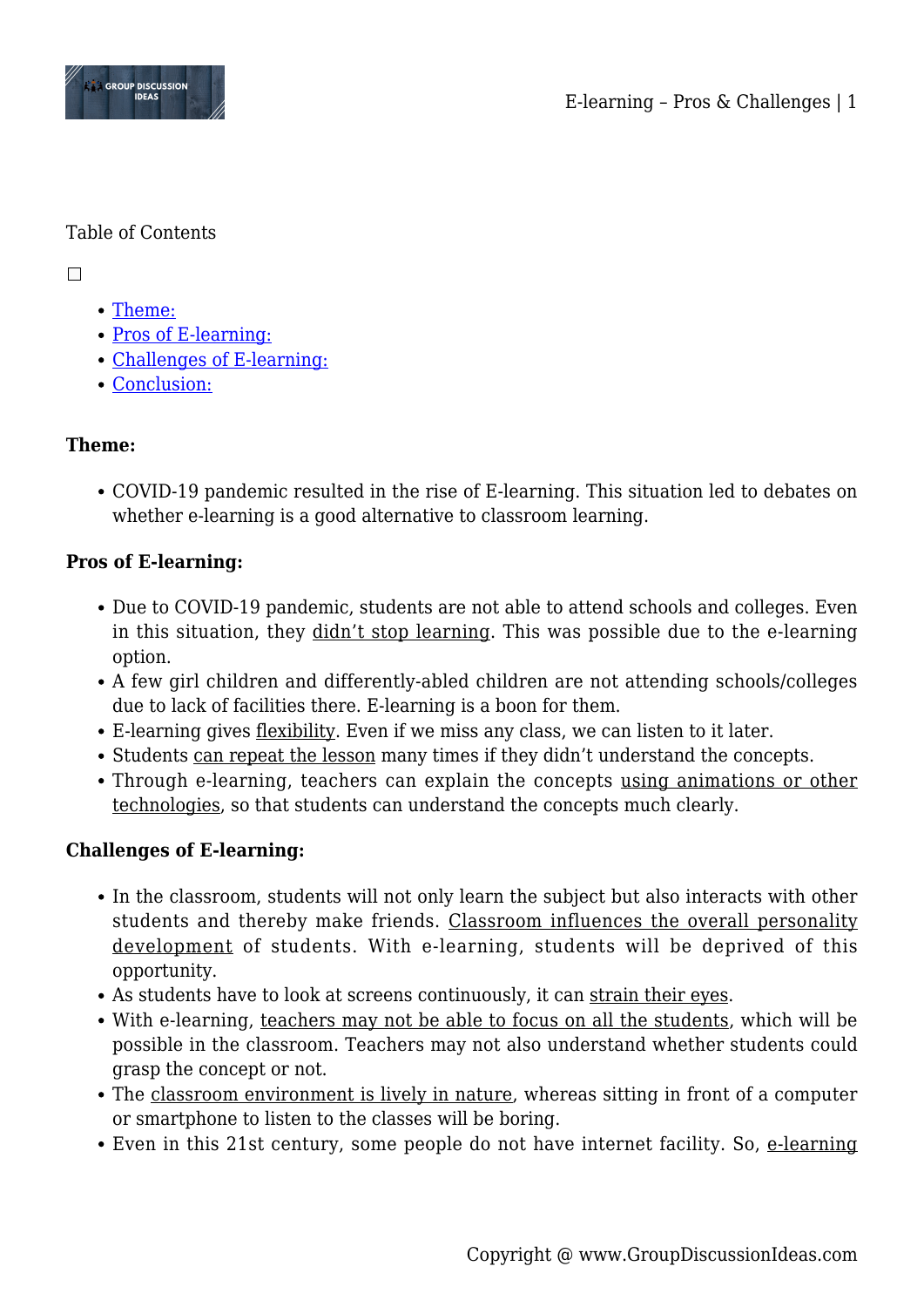Table of Contents

- Theme:
- Pros of E-learning:
- Challenges of E-learning:
- Conclusion:

**Theme:**

- COVID-19 pandemic resulted in the rise of E-learning. This situation led to debates on whether e-learning is a good alternative to classroom learning.

**Pros of E-learning:**

- Due to COVID-19 pandemic, students are not able to attend schools and colleges. Even in this situation, they didn't stop learning. This was possible due to the e-learning option.
- A few girl children and differently-abled children are not attending schools/colleges due to lack of facilities there. E-learning is a boon for them.
- E-learning gives flexibility. Even if we miss any class, we can listen to it later.
- Students can repeat the lesson many times if they didn't understand the concepts.
- Through e-learning, teachers can explain the concepts using animations or other technologies, so that students can understand the concepts much clearly.

**Challenges of E-learning:**

- In the classroom, students will not only learn the subject but also interacts with other students and thereby make friends. Classroom influences the overall personality development of students. With e-learning, students will be deprived of this opportunity.
- As students have to look at screens continuously, it can strain their eyes.
- With e-learning, teachers may not be able to focus on all the students, which will be possible in the classroom. Teachers may not also understand whether students could grasp the concept or not.
- The classroom environment is lively in nature, whereas sitting in front of a computer or smartphone to listen to the classes will be boring.
- Even in this 21st century, some people do not have internet facility. So, e-learning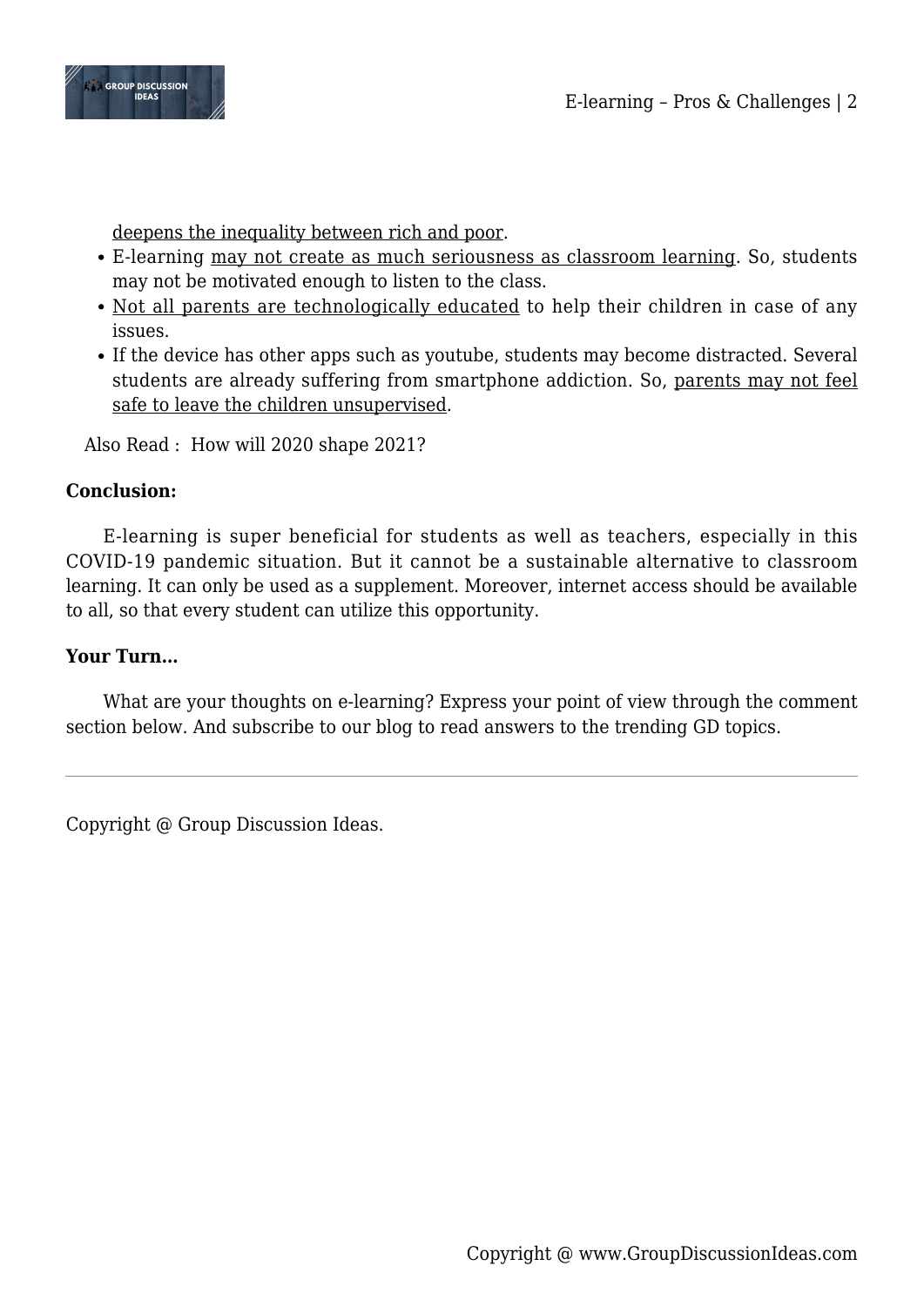deepens the inequality between rich and poor.

- E-learning may not create as much seriousness as classroom learning. So, students may not be motivated enough to listen to the class.
- Not all parents are technologically educated to help their children in case of any issues.
- If the device has other apps such as youtube, students may become distracted. Several students are already suffering from smartphone addiction. So, parents may not feel safe to leave the children unsupervised.

Also Read : How will 2020 shape 2021?

**Conclusion:**

E-learning is super beneficial for students as well as teachers, especially in this COVID-19 pandemic situation. But it cannot be a sustainable alternative to classroom learning. It can only be used as a supplement. Moreover, internet access should be available to all, so that every student can utilize this opportunity.

**Your Turn…**

What are your thoughts on e-learning? Express your point of view through the comment section below. And subscribe to our blog to read answers to the trending GD topics.

---

Copyright @ Group Discussion Ideas.